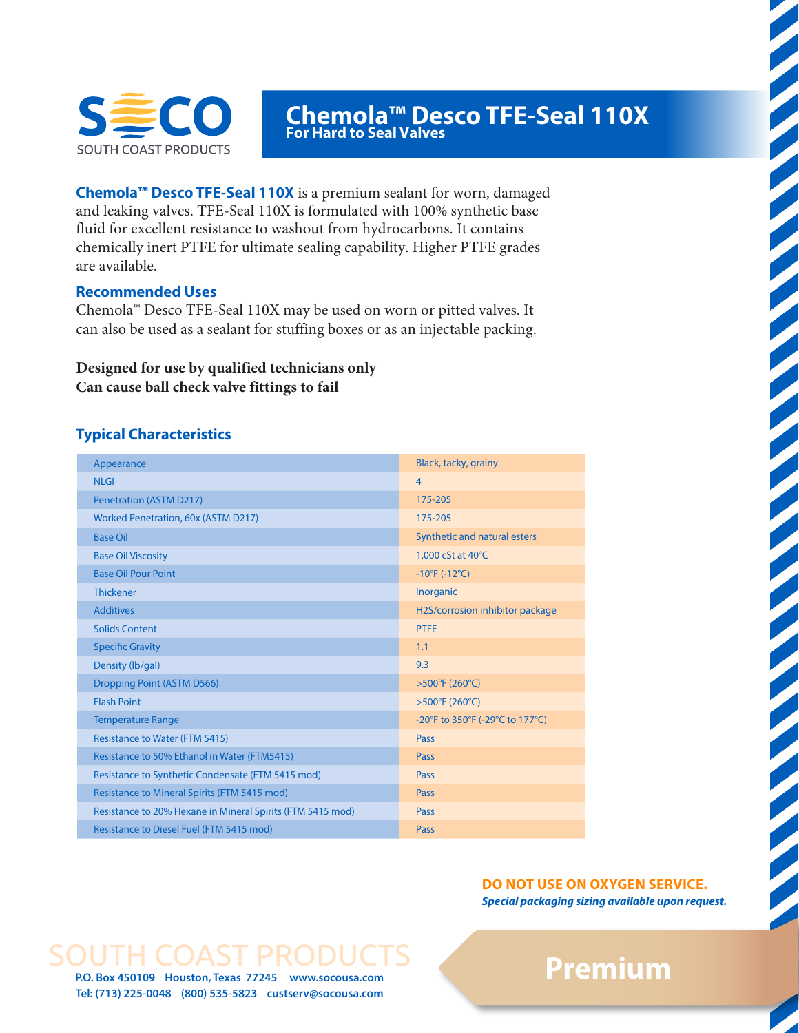SOUTH COAST PRODUCTS

# Chemola™ Desco TFE-Seal 110X

## For Hard to Seal Valves

**Chemola™ Desco TFE-Seal 110X** is a premium sealant for worn, damaged and leaking valves. TFE-Seal 110X is formulated with 100% synthetic base fluid for excellent resistance to washout from hydrocarbons. It contains chemically inert PTFE for ultimate sealing capability. Higher PTFE grades are available.

## Recommended Uses

Chemola™ Desco TFE-Seal 110X may be used on worn or pitted valves. It can also be used as a sealant for stuffing boxes or as an injectable packing.

**Designed for use by qualified technicians only**
**Can cause ball check valve fittings to fail**

## Typical Characteristics

| | |
|---|---|
| Appearance | Black, tacky, grainy |
| NLGI | 4 |
| Penetration (ASTM D217) | 175-205 |
| Worked Penetration, 60x (ASTM D217) | 175-205 |
| Base Oil | Synthetic and natural esters |
| Base Oil Viscosity | 1,000 cSt at 40°C |
| Base Oil Pour Point | -10°F (-12°C) |
| Thickener | Inorganic |
| Additives | H2S/corrosion inhibitor package |
| Solids Content | PTFE |
| Specific Gravity | 1.1 |
| Density (lb/gal) | 9.3 |
| Dropping Point (ASTM D566) | >500°F (260°C) |
| Flash Point | >500°F (260°C) |
| Temperature Range | -20°F to 350°F (-29°C to 177°C) |
| Resistance to Water (FTM 5415) | Pass |
| Resistance to 50% Ethanol in Water (FTM5415) | Pass |
| Resistance to Synthetic Condensate (FTM 5415 mod) | Pass |
| Resistance to Mineral Spirits (FTM 5415 mod) | Pass |
| Resistance to 20% Hexane in Mineral Spirits (FTM 5415 mod) | Pass |
| Resistance to Diesel Fuel (FTM 5415 mod) | Pass |

**DO NOT USE ON OXYGEN SERVICE.**
***Special packaging sizing available upon request.***

SOUTH COAST PRODUCTS

**P.O. Box 450109 Houston, Texas 77245 www.socousa.com**
**Tel: (713) 225-0048 (800) 535-5823 custserv@socousa.com**

**Premium**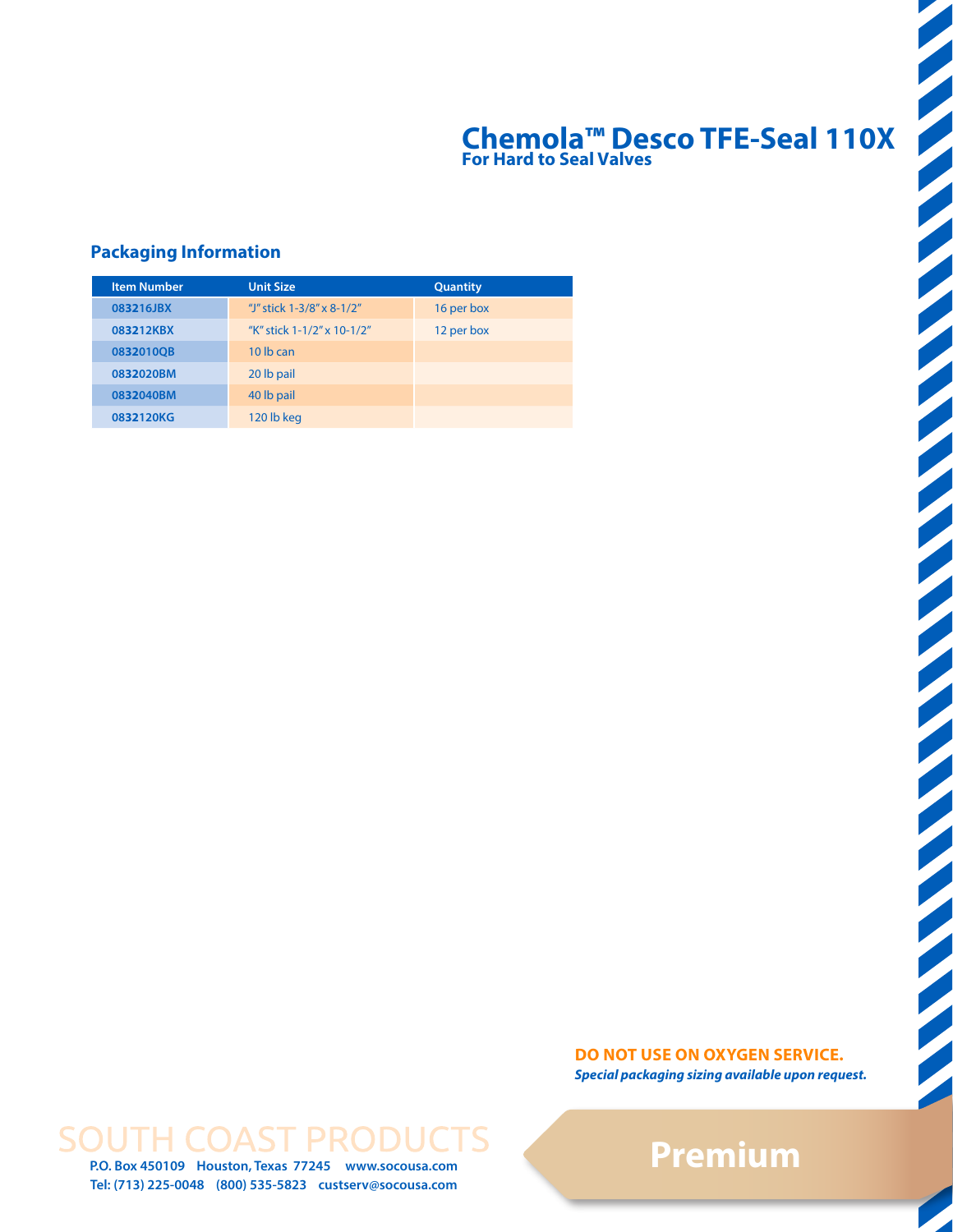# Chemola™ Desco TFE-Seal 110X

**For Hard to Seal Valves**

## Packaging Information

| Item Number | Unit Size | Quantity |
|---|---|---|
| 083216JBX | "J" stick 1-3/8" x 8-1/2" | 16 per box |
| 083212KBX | "K" stick 1-1/2" x 10-1/2" | 12 per box |
| 0832010QB | 10 lb can | |
| 0832020BM | 20 lb pail | |
| 0832040BM | 40 lb pail | |
| 0832120KG | 120 lb keg | |

**DO NOT USE ON OXYGEN SERVICE.**

***Special packaging sizing available upon request.***

SOUTH COAST PRODUCTS

**P.O. Box 450109 Houston, Texas 77245 www.socousa.com**
**Tel: (713) 225-0048 (800) 535-5823 custserv@socousa.com**

**Premium**